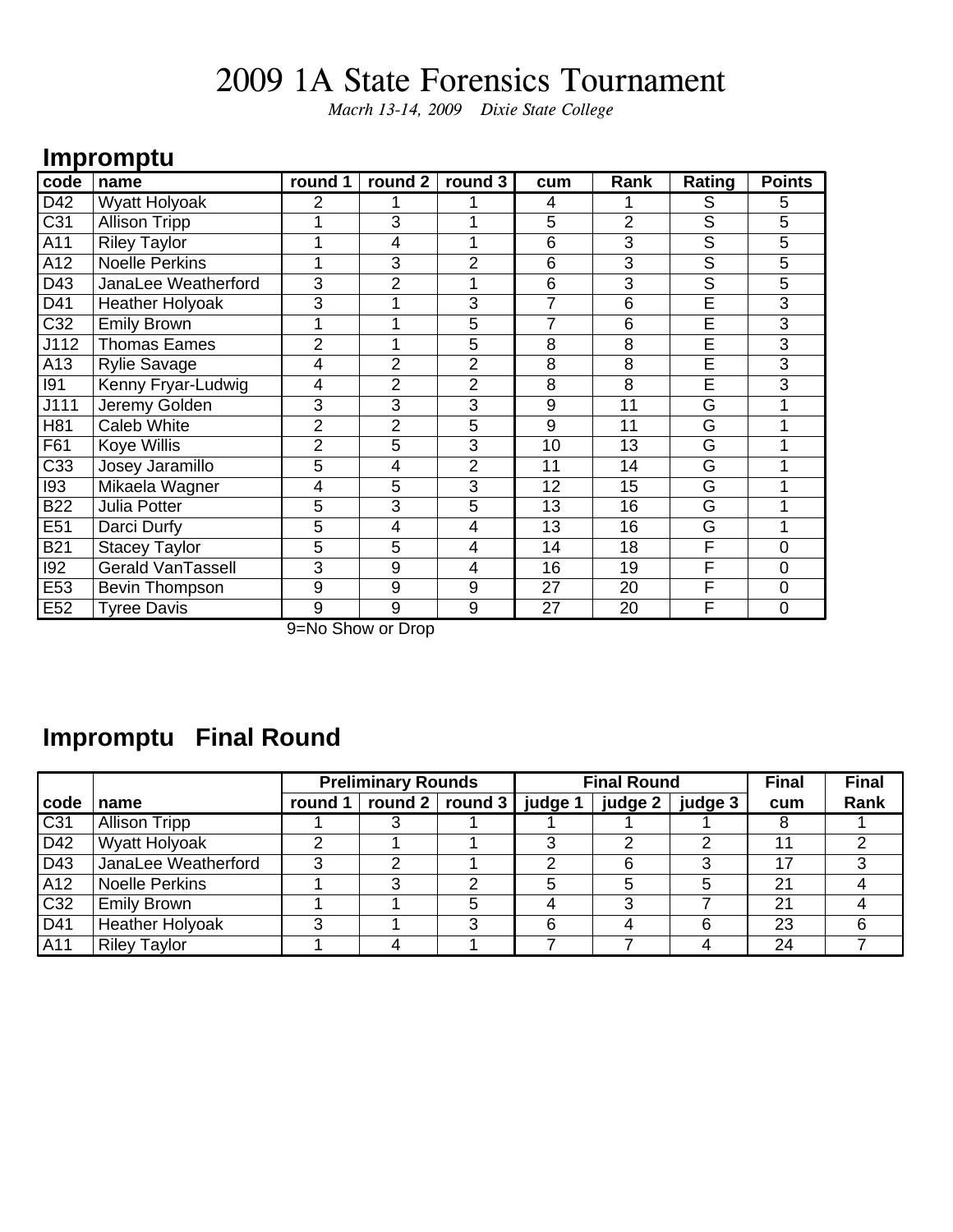# 2009 1A State Forensics Tournament

*Macrh 13-14, 2009 Dixie State College*

## Impromptu

| code | name | round 1 | round 2 | round 3 | cum | Rank | Rating | Points |
|---|---|---|---|---|---|---|---|---|
| D42 | Wyatt Holyoak | 2 | 1 | 1 | 4 | 1 | S | 5 |
| C31 | Allison Tripp | 1 | 3 | 1 | 5 | 2 | S | 5 |
| A11 | Riley Taylor | 1 | 4 | 1 | 6 | 3 | S | 5 |
| A12 | Noelle Perkins | 1 | 3 | 2 | 6 | 3 | S | 5 |
| D43 | JanaLee Weatherford | 3 | 2 | 1 | 6 | 3 | S | 5 |
| D41 | Heather Holyoak | 3 | 1 | 3 | 7 | 6 | E | 3 |
| C32 | Emily Brown | 1 | 1 | 5 | 7 | 6 | E | 3 |
| J112 | Thomas Eames | 2 | 1 | 5 | 8 | 8 | E | 3 |
| A13 | Rylie Savage | 4 | 2 | 2 | 8 | 8 | E | 3 |
| I91 | Kenny Fryar-Ludwig | 4 | 2 | 2 | 8 | 8 | E | 3 |
| J111 | Jeremy Golden | 3 | 3 | 3 | 9 | 11 | G | 1 |
| H81 | Caleb White | 2 | 2 | 5 | 9 | 11 | G | 1 |
| F61 | Koye Willis | 2 | 5 | 3 | 10 | 13 | G | 1 |
| C33 | Josey Jaramillo | 5 | 4 | 2 | 11 | 14 | G | 1 |
| I93 | Mikaela Wagner | 4 | 5 | 3 | 12 | 15 | G | 1 |
| B22 | Julia Potter | 5 | 3 | 5 | 13 | 16 | G | 1 |
| E51 | Darci Durfy | 5 | 4 | 4 | 13 | 16 | G | 1 |
| B21 | Stacey Taylor | 5 | 5 | 4 | 14 | 18 | F | 0 |
| I92 | Gerald VanTassell | 3 | 9 | 4 | 16 | 19 | F | 0 |
| E53 | Bevin Thompson | 9 | 9 | 9 | 27 | 20 | F | 0 |
| E52 | Tyree Davis | 9 | 9 | 9 | 27 | 20 | F | 0 |

9=No Show or Drop

## Impromptu Final Round

| | | Preliminary Rounds | | | Final Round | | | Final | Final |
|---|---|---|---|---|---|---|---|---|---|
| code | name | round 1 | round 2 | round 3 | judge 1 | judge 2 | judge 3 | cum | Rank |
| C31 | Allison Tripp | 1 | 3 | 1 | 1 | 1 | 1 | 8 | 1 |
| D42 | Wyatt Holyoak | 2 | 1 | 1 | 3 | 2 | 2 | 11 | 2 |
| D43 | JanaLee Weatherford | 3 | 2 | 1 | 2 | 6 | 3 | 17 | 3 |
| A12 | Noelle Perkins | 1 | 3 | 2 | 5 | 5 | 5 | 21 | 4 |
| C32 | Emily Brown | 1 | 1 | 5 | 4 | 3 | 7 | 21 | 4 |
| D41 | Heather Holyoak | 3 | 1 | 3 | 6 | 4 | 6 | 23 | 6 |
| A11 | Riley Taylor | 1 | 4 | 1 | 7 | 7 | 4 | 24 | 7 |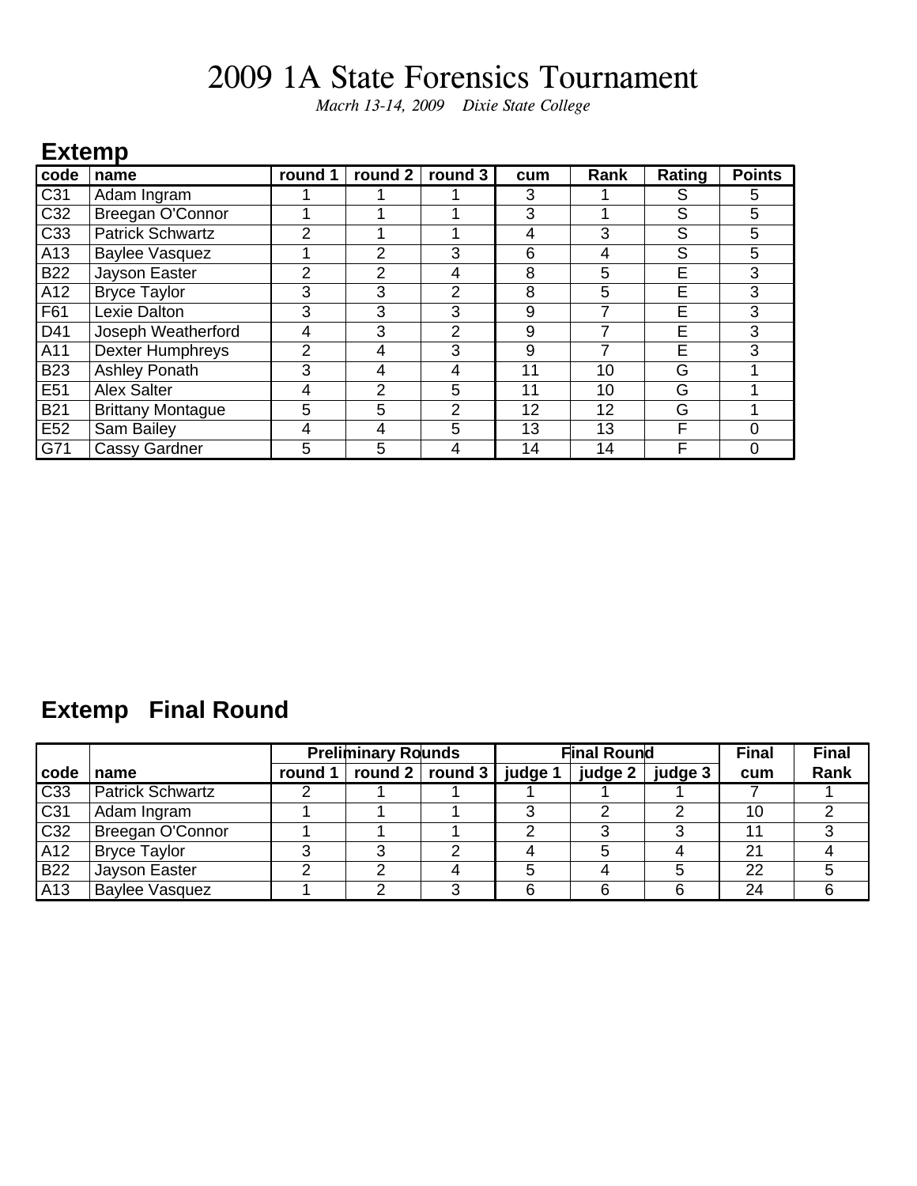# 2009 1A State Forensics Tournament

*Macrh 13-14, 2009 Dixie State College*

## Extemp

| code | name | round 1 | round 2 | round 3 | cum | Rank | Rating | Points |
|---|---|---|---|---|---|---|---|---|
| C31 | Adam Ingram | 1 | 1 | 1 | 3 | 1 | S | 5 |
| C32 | Breegan O'Connor | 1 | 1 | 1 | 3 | 1 | S | 5 |
| C33 | Patrick Schwartz | 2 | 1 | 1 | 4 | 3 | S | 5 |
| A13 | Baylee Vasquez | 1 | 2 | 3 | 6 | 4 | S | 5 |
| B22 | Jayson Easter | 2 | 2 | 4 | 8 | 5 | E | 3 |
| A12 | Bryce Taylor | 3 | 3 | 2 | 8 | 5 | E | 3 |
| F61 | Lexie Dalton | 3 | 3 | 3 | 9 | 7 | E | 3 |
| D41 | Joseph Weatherford | 4 | 3 | 2 | 9 | 7 | E | 3 |
| A11 | Dexter Humphreys | 2 | 4 | 3 | 9 | 7 | E | 3 |
| B23 | Ashley Ponath | 3 | 4 | 4 | 11 | 10 | G | 1 |
| E51 | Alex Salter | 4 | 2 | 5 | 11 | 10 | G | 1 |
| B21 | Brittany Montague | 5 | 5 | 2 | 12 | 12 | G | 1 |
| E52 | Sam Bailey | 4 | 4 | 5 | 13 | 13 | F | 0 |
| G71 | Cassy Gardner | 5 | 5 | 4 | 14 | 14 | F | 0 |

## Extemp Final Round

| | | Preliminary Rounds | | | Final Round | | | Final | Final |
|---|---|---|---|---|---|---|---|---|---|
| code | name | round 1 | round 2 | round 3 | judge 1 | judge 2 | judge 3 | cum | Rank |
| C33 | Patrick Schwartz | 2 | 1 | 1 | 1 | 1 | 1 | 7 | 1 |
| C31 | Adam Ingram | 1 | 1 | 1 | 3 | 2 | 2 | 10 | 2 |
| C32 | Breegan O'Connor | 1 | 1 | 1 | 2 | 3 | 3 | 11 | 3 |
| A12 | Bryce Taylor | 3 | 3 | 2 | 4 | 5 | 4 | 21 | 4 |
| B22 | Jayson Easter | 2 | 2 | 4 | 5 | 4 | 5 | 22 | 5 |
| A13 | Baylee Vasquez | 1 | 2 | 3 | 6 | 6 | 6 | 24 | 6 |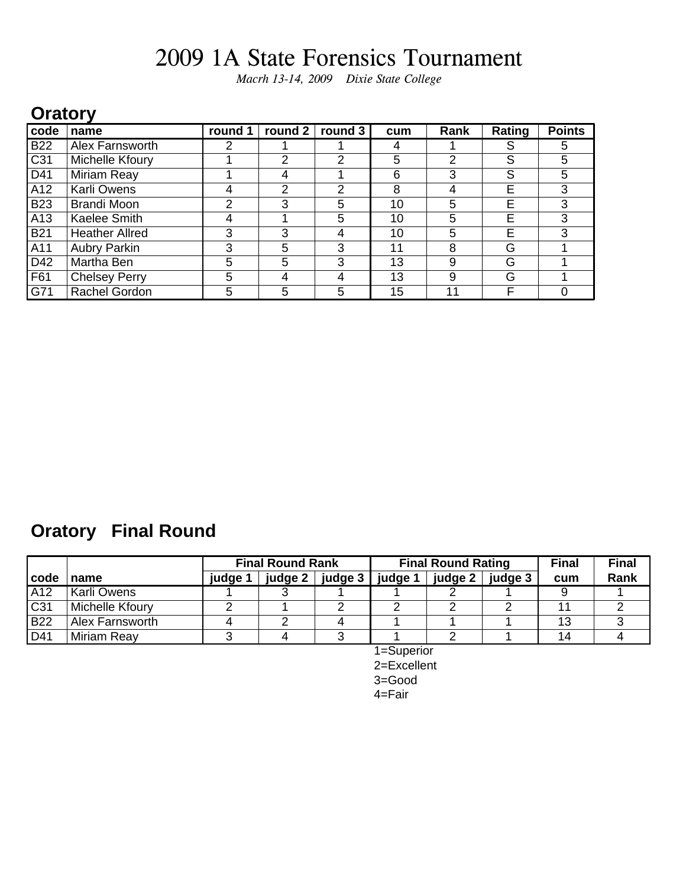# 2009 1A State Forensics Tournament

*Macrh 13-14, 2009 Dixie State College*

## Oratory

| code | name | round 1 | round 2 | round 3 | cum | Rank | Rating | Points |
|---|---|---|---|---|---|---|---|---|
| B22 | Alex Farnsworth | 2 | 1 | 1 | 4 | 1 | S | 5 |
| C31 | Michelle Kfoury | 1 | 2 | 2 | 5 | 2 | S | 5 |
| D41 | Miriam Reay | 1 | 4 | 1 | 6 | 3 | S | 5 |
| A12 | Karli Owens | 4 | 2 | 2 | 8 | 4 | E | 3 |
| B23 | Brandi Moon | 2 | 3 | 5 | 10 | 5 | E | 3 |
| A13 | Kaelee Smith | 4 | 1 | 5 | 10 | 5 | E | 3 |
| B21 | Heather Allred | 3 | 3 | 4 | 10 | 5 | E | 3 |
| A11 | Aubry Parkin | 3 | 5 | 3 | 11 | 8 | G | 1 |
| D42 | Martha Ben | 5 | 5 | 3 | 13 | 9 | G | 1 |
| F61 | Chelsey Perry | 5 | 4 | 4 | 13 | 9 | G | 1 |
| G71 | Rachel Gordon | 5 | 5 | 5 | 15 | 11 | F | 0 |

## Oratory Final Round

| | | Final Round Rank | | | Final Round Rating | | | Final | Final |
|---|---|---|---|---|---|---|---|---|---|
| code | name | judge 1 | judge 2 | judge 3 | judge 1 | judge 2 | judge 3 | cum | Rank |
| A12 | Karli Owens | 1 | 3 | 1 | 1 | 2 | 1 | 9 | 1 |
| C31 | Michelle Kfoury | 2 | 1 | 2 | 2 | 2 | 2 | 11 | 2 |
| B22 | Alex Farnsworth | 4 | 2 | 4 | 1 | 1 | 1 | 13 | 3 |
| D41 | Miriam Reay | 3 | 4 | 3 | 1 | 2 | 1 | 14 | 4 |

1=Superior
2=Excellent
3=Good
4=Fair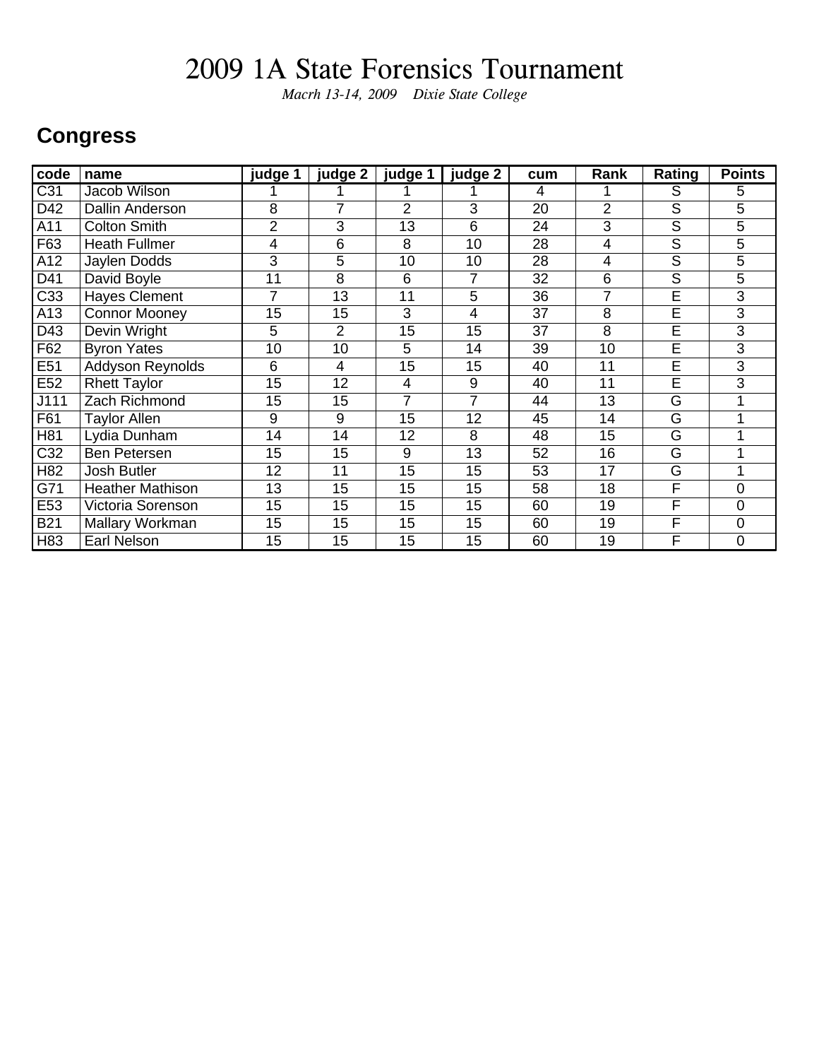# 2009 1A State Forensics Tournament

*Macrh 13-14, 2009 Dixie State College*

## Congress

| code | name | judge 1 | judge 2 | judge 1 | judge 2 | cum | Rank | Rating | Points |
|---|---|---|---|---|---|---|---|---|---|
| C31 | Jacob Wilson | 1 | 1 | 1 | 1 | 4 | 1 | S | 5 |
| D42 | Dallin Anderson | 8 | 7 | 2 | 3 | 20 | 2 | S | 5 |
| A11 | Colton Smith | 2 | 3 | 13 | 6 | 24 | 3 | S | 5 |
| F63 | Heath Fullmer | 4 | 6 | 8 | 10 | 28 | 4 | S | 5 |
| A12 | Jaylen Dodds | 3 | 5 | 10 | 10 | 28 | 4 | S | 5 |
| D41 | David Boyle | 11 | 8 | 6 | 7 | 32 | 6 | S | 5 |
| C33 | Hayes Clement | 7 | 13 | 11 | 5 | 36 | 7 | E | 3 |
| A13 | Connor Mooney | 15 | 15 | 3 | 4 | 37 | 8 | E | 3 |
| D43 | Devin Wright | 5 | 2 | 15 | 15 | 37 | 8 | E | 3 |
| F62 | Byron Yates | 10 | 10 | 5 | 14 | 39 | 10 | E | 3 |
| E51 | Addyson Reynolds | 6 | 4 | 15 | 15 | 40 | 11 | E | 3 |
| E52 | Rhett Taylor | 15 | 12 | 4 | 9 | 40 | 11 | E | 3 |
| J111 | Zach Richmond | 15 | 15 | 7 | 7 | 44 | 13 | G | 1 |
| F61 | Taylor Allen | 9 | 9 | 15 | 12 | 45 | 14 | G | 1 |
| H81 | Lydia Dunham | 14 | 14 | 12 | 8 | 48 | 15 | G | 1 |
| C32 | Ben Petersen | 15 | 15 | 9 | 13 | 52 | 16 | G | 1 |
| H82 | Josh Butler | 12 | 11 | 15 | 15 | 53 | 17 | G | 1 |
| G71 | Heather Mathison | 13 | 15 | 15 | 15 | 58 | 18 | F | 0 |
| E53 | Victoria Sorenson | 15 | 15 | 15 | 15 | 60 | 19 | F | 0 |
| B21 | Mallary Workman | 15 | 15 | 15 | 15 | 60 | 19 | F | 0 |
| H83 | Earl Nelson | 15 | 15 | 15 | 15 | 60 | 19 | F | 0 |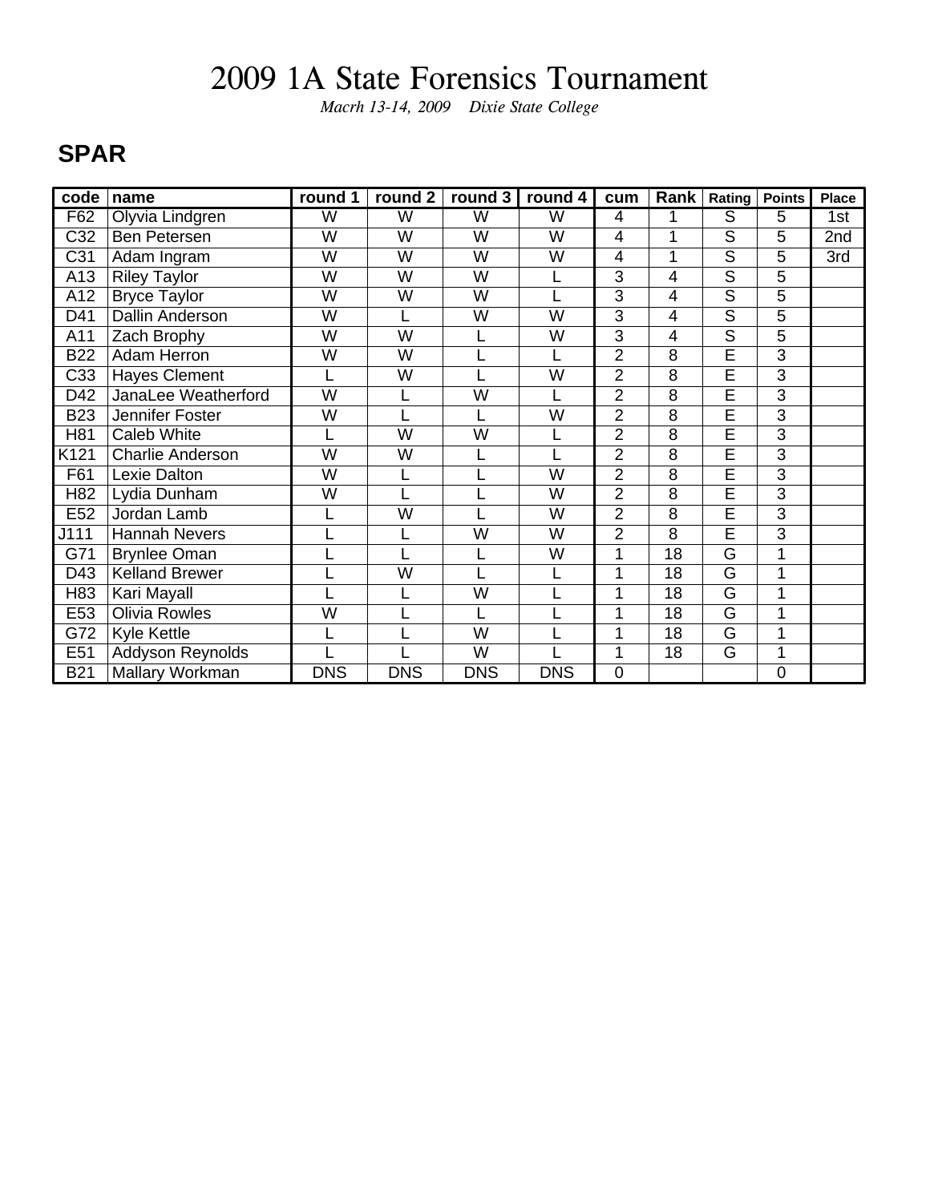# 2009 1A State Forensics Tournament

*Macrh 13-14, 2009 Dixie State College*

## SPAR

| code | name | round 1 | round 2 | round 3 | round 4 | cum | Rank | Rating | Points | Place |
|---|---|---|---|---|---|---|---|---|---|---|
| F62 | Olyvia Lindgren | W | W | W | W | 4 | 1 | S | 5 | 1st |
| C32 | Ben Petersen | W | W | W | W | 4 | 1 | S | 5 | 2nd |
| C31 | Adam Ingram | W | W | W | W | 4 | 1 | S | 5 | 3rd |
| A13 | Riley Taylor | W | W | W | L | 3 | 4 | S | 5 | |
| A12 | Bryce Taylor | W | W | W | L | 3 | 4 | S | 5 | |
| D41 | Dallin Anderson | W | L | W | W | 3 | 4 | S | 5 | |
| A11 | Zach Brophy | W | W | L | W | 3 | 4 | S | 5 | |
| B22 | Adam Herron | W | W | L | L | 2 | 8 | E | 3 | |
| C33 | Hayes Clement | L | W | L | W | 2 | 8 | E | 3 | |
| D42 | JanaLee Weatherford | W | L | W | L | 2 | 8 | E | 3 | |
| B23 | Jennifer Foster | W | L | L | W | 2 | 8 | E | 3 | |
| H81 | Caleb White | L | W | W | L | 2 | 8 | E | 3 | |
| K121 | Charlie Anderson | W | W | L | L | 2 | 8 | E | 3 | |
| F61 | Lexie Dalton | W | L | L | W | 2 | 8 | E | 3 | |
| H82 | Lydia Dunham | W | L | L | W | 2 | 8 | E | 3 | |
| E52 | Jordan Lamb | L | W | L | W | 2 | 8 | E | 3 | |
| J111 | Hannah Nevers | L | L | W | W | 2 | 8 | E | 3 | |
| G71 | Brynlee Oman | L | L | L | W | 1 | 18 | G | 1 | |
| D43 | Kelland Brewer | L | W | L | L | 1 | 18 | G | 1 | |
| H83 | Kari Mayall | L | L | W | L | 1 | 18 | G | 1 | |
| E53 | Olivia Rowles | W | L | L | L | 1 | 18 | G | 1 | |
| G72 | Kyle Kettle | L | L | W | L | 1 | 18 | G | 1 | |
| E51 | Addyson Reynolds | L | L | W | L | 1 | 18 | G | 1 | |
| B21 | Mallary Workman | DNS | DNS | DNS | DNS | 0 | | | 0 | |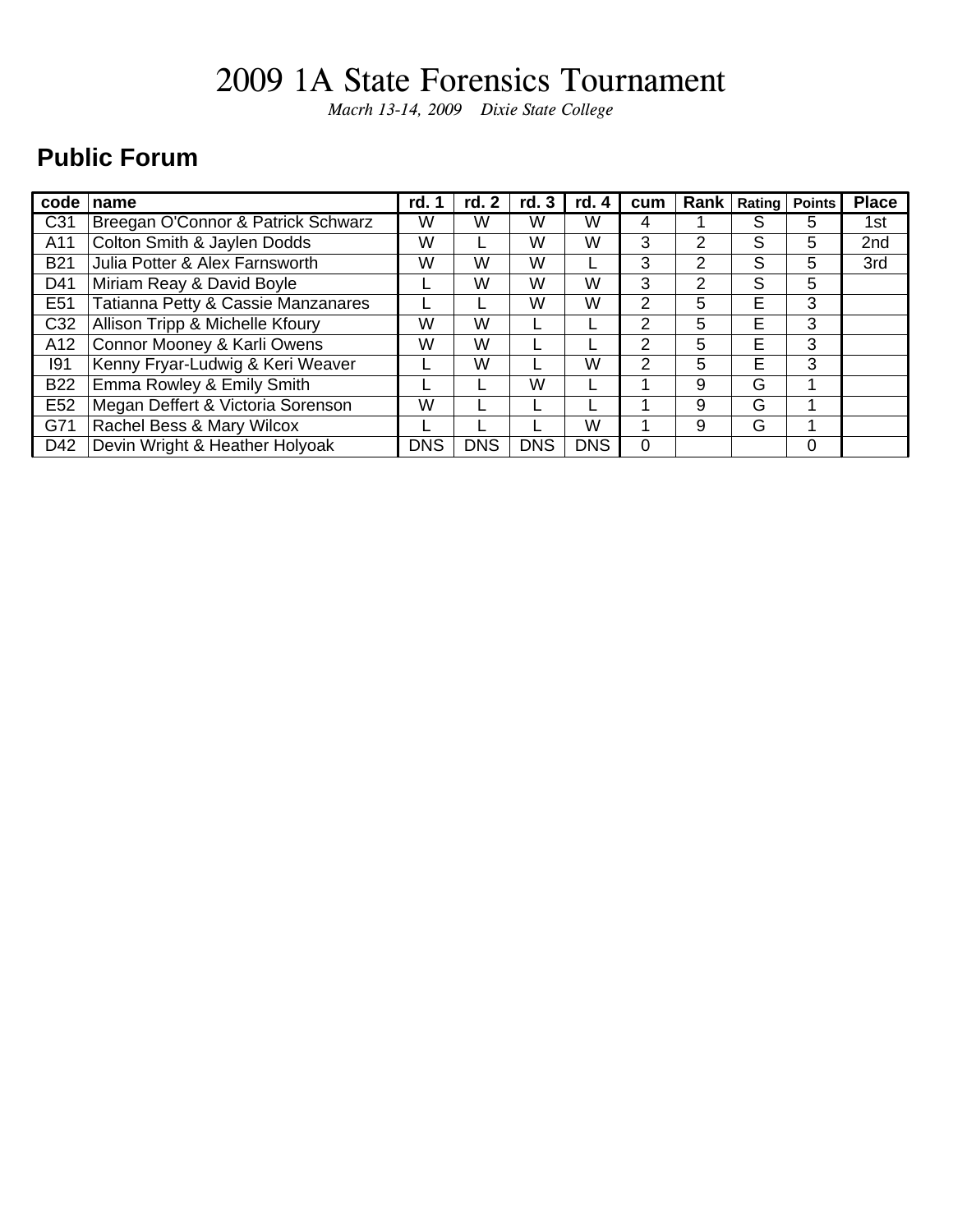# 2009 1A State Forensics Tournament

*Macrh 13-14, 2009 Dixie State College*

## Public Forum

| code | name | rd. 1 | rd. 2 | rd. 3 | rd. 4 | cum | Rank | Rating | Points | Place |
|---|---|---|---|---|---|---|---|---|---|---|
| C31 | Breegan O'Connor & Patrick Schwarz | W | W | W | W | 4 | 1 | S | 5 | 1st |
| A11 | Colton Smith & Jaylen Dodds | W | L | W | W | 3 | 2 | S | 5 | 2nd |
| B21 | Julia Potter & Alex Farnsworth | W | W | W | L | 3 | 2 | S | 5 | 3rd |
| D41 | Miriam Reay & David Boyle | L | W | W | W | 3 | 2 | S | 5 | |
| E51 | Tatianna Petty & Cassie Manzanares | L | L | W | W | 2 | 5 | E | 3 | |
| C32 | Allison Tripp & Michelle Kfoury | W | W | L | L | 2 | 5 | E | 3 | |
| A12 | Connor Mooney & Karli Owens | W | W | L | L | 2 | 5 | E | 3 | |
| I91 | Kenny Fryar-Ludwig & Keri Weaver | L | W | L | W | 2 | 5 | E | 3 | |
| B22 | Emma Rowley & Emily Smith | L | L | W | L | 1 | 9 | G | 1 | |
| E52 | Megan Deffert & Victoria Sorenson | W | L | L | L | 1 | 9 | G | 1 | |
| G71 | Rachel Bess & Mary Wilcox | L | L | L | W | 1 | 9 | G | 1 | |
| D42 | Devin Wright & Heather Holyoak | DNS | DNS | DNS | DNS | 0 | | | 0 | |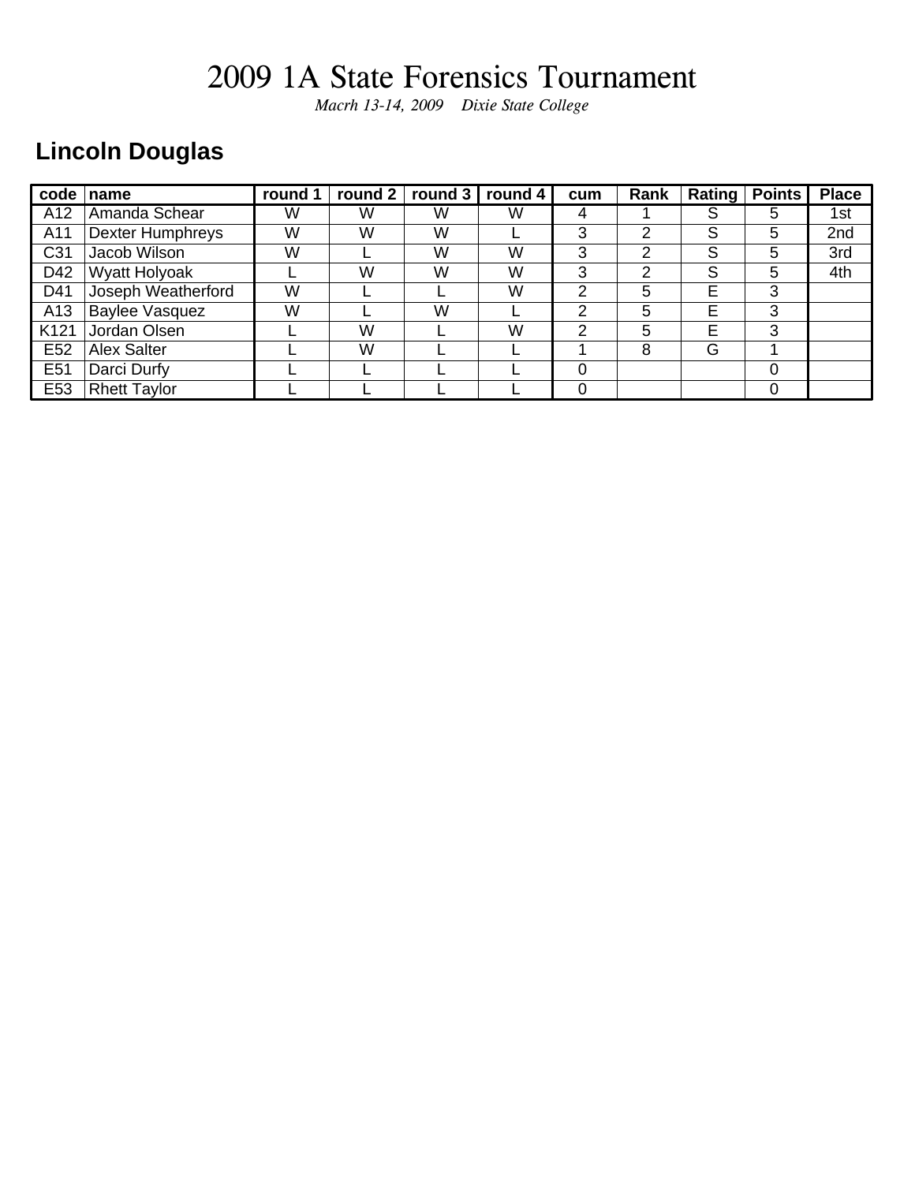# 2009 1A State Forensics Tournament

*Macrh 13-14, 2009 Dixie State College*

## Lincoln Douglas

| code | name | round 1 | round 2 | round 3 | round 4 | cum | Rank | Rating | Points | Place |
|---|---|---|---|---|---|---|---|---|---|---|
| A12 | Amanda Schear | W | W | W | W | 4 | 1 | S | 5 | 1st |
| A11 | Dexter Humphreys | W | W | W | L | 3 | 2 | S | 5 | 2nd |
| C31 | Jacob Wilson | W | L | W | W | 3 | 2 | S | 5 | 3rd |
| D42 | Wyatt Holyoak | L | W | W | W | 3 | 2 | S | 5 | 4th |
| D41 | Joseph Weatherford | W | L | L | W | 2 | 5 | E | 3 | |
| A13 | Baylee Vasquez | W | L | W | L | 2 | 5 | E | 3 | |
| K121 | Jordan Olsen | L | W | L | W | 2 | 5 | E | 3 | |
| E52 | Alex Salter | L | W | L | L | 1 | 8 | G | 1 | |
| E51 | Darci Durfy | L | L | L | L | 0 | | | 0 | |
| E53 | Rhett Taylor | L | L | L | L | 0 | | | 0 | |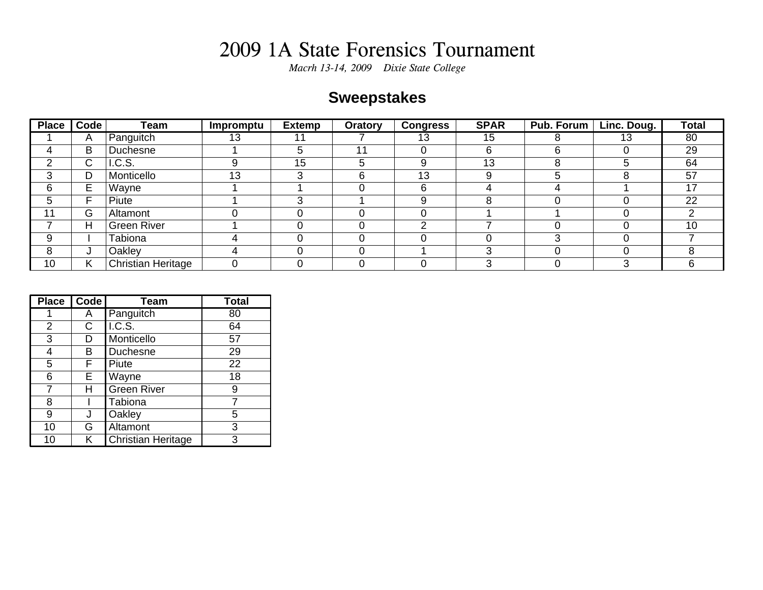# 2009 1A State Forensics Tournament

*Macrh 13-14, 2009 Dixie State College*

## Sweepstakes

| Place | Code | Team | Impromptu | Extemp | Oratory | Congress | SPAR | Pub. Forum | Linc. Doug. | Total |
|---|---|---|---|---|---|---|---|---|---|---|
| 1 | A | Panguitch | 13 | 11 | 7 | 13 | 15 | 8 | 13 | 80 |
| 4 | B | Duchesne | 1 | 5 | 11 | 0 | 6 | 6 | 0 | 29 |
| 2 | C | I.C.S. | 9 | 15 | 5 | 9 | 13 | 8 | 5 | 64 |
| 3 | D | Monticello | 13 | 3 | 6 | 13 | 9 | 5 | 8 | 57 |
| 6 | E | Wayne | 1 | 1 | 0 | 6 | 4 | 4 | 1 | 17 |
| 5 | F | Piute | 1 | 3 | 1 | 9 | 8 | 0 | 0 | 22 |
| 11 | G | Altamont | 0 | 0 | 0 | 0 | 1 | 1 | 0 | 2 |
| 7 | H | Green River | 1 | 0 | 0 | 2 | 7 | 0 | 0 | 10 |
| 9 | I | Tabiona | 4 | 0 | 0 | 0 | 0 | 3 | 0 | 7 |
| 8 | J | Oakley | 4 | 0 | 0 | 1 | 3 | 0 | 0 | 8 |
| 10 | K | Christian Heritage | 0 | 0 | 0 | 0 | 3 | 0 | 3 | 6 |

| Place | Code | Team | Total |
|---|---|---|---|
| 1 | A | Panguitch | 80 |
| 2 | C | I.C.S. | 64 |
| 3 | D | Monticello | 57 |
| 4 | B | Duchesne | 29 |
| 5 | F | Piute | 22 |
| 6 | E | Wayne | 18 |
| 7 | H | Green River | 9 |
| 8 | I | Tabiona | 7 |
| 9 | J | Oakley | 5 |
| 10 | G | Altamont | 3 |
| 10 | K | Christian Heritage | 3 |